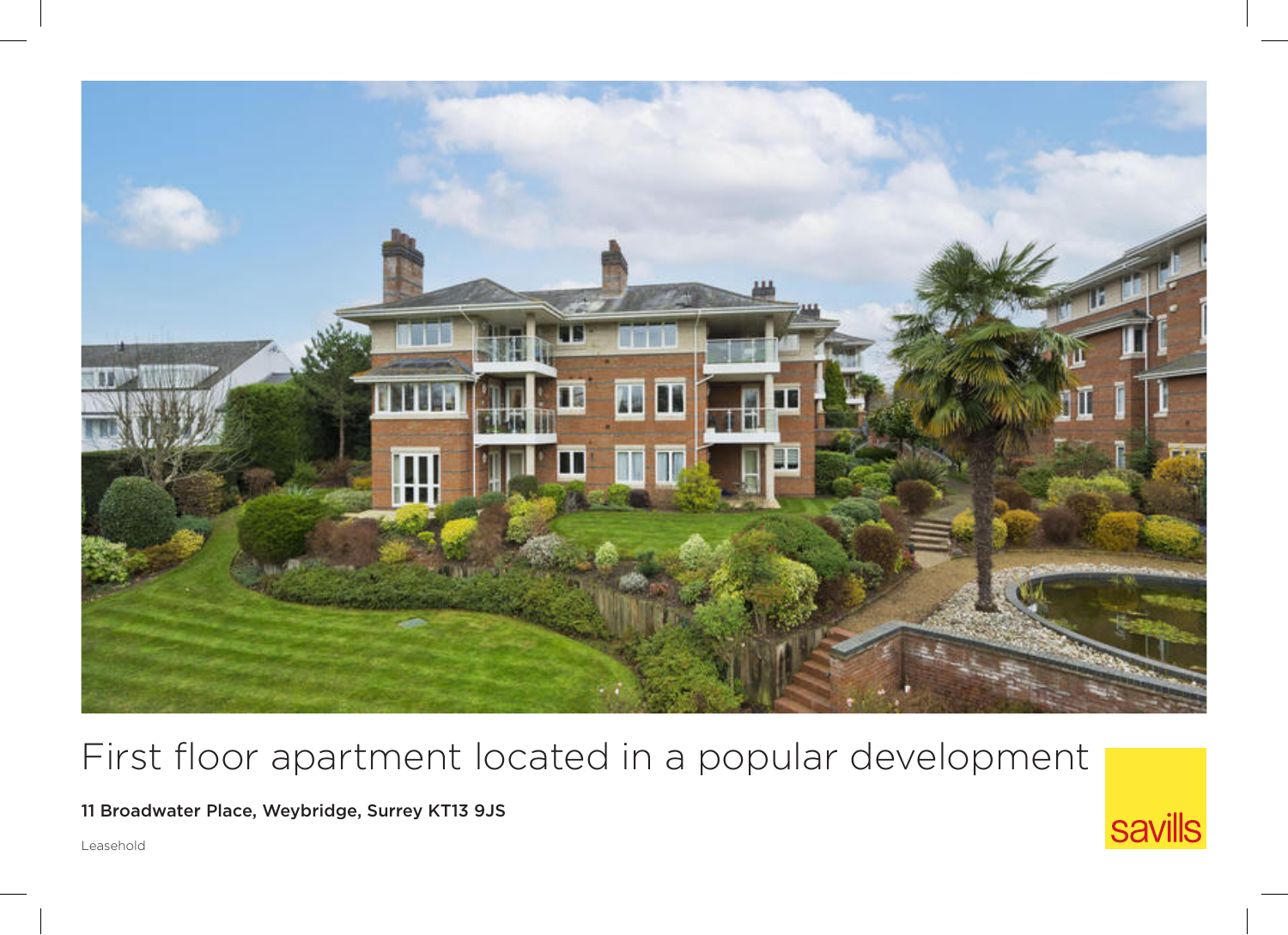# First floor apartment located in a popular development

**11 Broadwater Place, Weybridge, Surrey KT13 9JS**

Leasehold

savills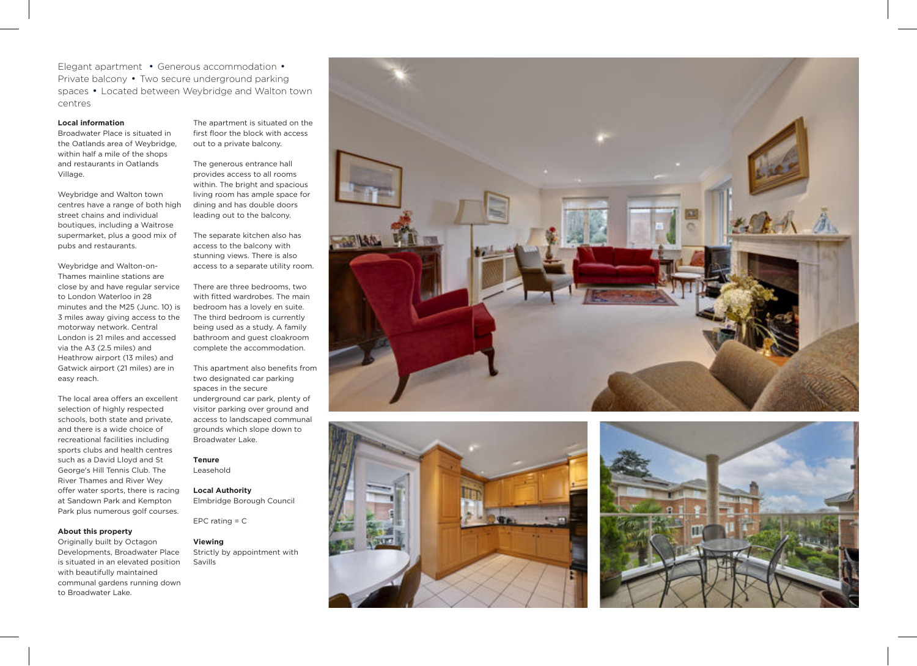Elegant apartment • Generous accommodation • Private balcony • Two secure underground parking spaces • Located between Weybridge and Walton town centres

**Local information**

Broadwater Place is situated in the Oatlands area of Weybridge, within half a mile of the shops and restaurants in Oatlands Village.

Weybridge and Walton town centres have a range of both high street chains and individual boutiques, including a Waitrose supermarket, plus a good mix of pubs and restaurants.

Weybridge and Walton-on-Thames mainline stations are close by and have regular service to London Waterloo in 28 minutes and the M25 (Junc. 10) is 3 miles away giving access to the motorway network. Central London is 21 miles and accessed via the A3 (2.5 miles) and Heathrow airport (13 miles) and Gatwick airport (21 miles) are in easy reach.

The local area offers an excellent selection of highly respected schools, both state and private, and there is a wide choice of recreational facilities including sports clubs and health centres such as a David Lloyd and St George's Hill Tennis Club. The River Thames and River Wey offer water sports, there is racing at Sandown Park and Kempton Park plus numerous golf courses.

**About this property**

Originally built by Octagon Developments, Broadwater Place is situated in an elevated position with beautifully maintained communal gardens running down to Broadwater Lake.

The apartment is situated on the first floor the block with access out to a private balcony.

The generous entrance hall provides access to all rooms within. The bright and spacious living room has ample space for dining and has double doors leading out to the balcony.

The separate kitchen also has access to the balcony with stunning views. There is also access to a separate utility room.

There are three bedrooms, two with fitted wardrobes. The main bedroom has a lovely en suite. The third bedroom is currently being used as a study. A family bathroom and guest cloakroom complete the accommodation.

This apartment also benefits from two designated car parking spaces in the secure underground car park, plenty of visitor parking over ground and access to landscaped communal grounds which slope down to Broadwater Lake.

**Tenure**

Leasehold

**Local Authority**

Elmbridge Borough Council

EPC rating = C

**Viewing**

Strictly by appointment with Savills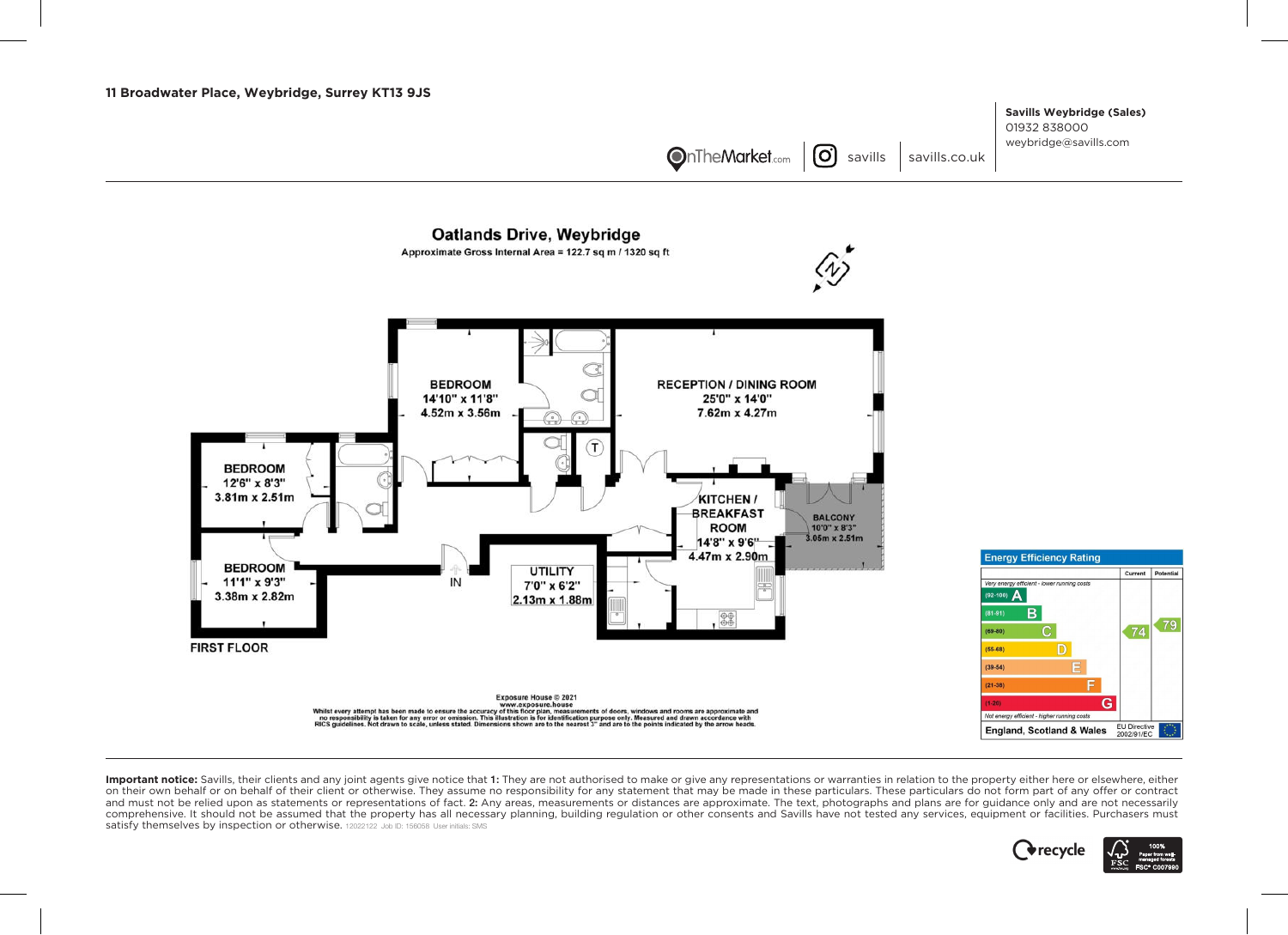**11 Broadwater Place, Weybridge, Surrey KT13 9JS**

OnTheMarket.com | savills | savills.co.uk

**Savills Weybridge (Sales)**
01932 838000
weybridge@savills.com

## Oatlands Drive, Weybridge

Approximate Gross Internal Area = 122.7 sq m / 1320 sq ft

BEDROOM
14'10" x 11'8"
4.52m x 3.56m

RECEPTION / DINING ROOM
25'0" x 14'0"
7.62m x 4.27m

BEDROOM
12'6" x 8'3"
3.81m x 2.51m

KITCHEN / BREAKFAST ROOM
14'8" x 9'6"
4.47m x 2.90m

BALCONY
10'0" x 8'3"
3.05m x 2.51m

BEDROOM
11'1" x 9'3"
3.38m x 2.82m

IN

UTILITY
7'0" x 6'2"
2.13m x 1.88m

FIRST FLOOR

Exposure House © 2021
www.exposure.house
Whilst every attempt has been made to ensure the accuracy of this floor plan, measurements of doors, windows and rooms are approximate and no responsibility is taken for any error or omission. This illustration is for identification purpose only. Measured and drawn accordance with RICS guidelines. Not drawn to scale, unless stated. Dimensions shown are to the nearest 3" and are to the points indicated by the arrow heads.

Energy Efficiency Rating

Current
Potential
Very energy efficient - lower running costs
(92-100) A
(81-91) B
(69-80) C
(55-68) D
(39-54) E
(21-38) F
(1-20) G
Not energy efficient - higher running costs
74
79
England, Scotland & Wales
EU Directive 2002/91/EC

**Important notice:** Savills, their clients and any joint agents give notice that **1:** They are not authorised to make or give any representations or warranties in relation to the property either here or elsewhere, either on their own behalf or on behalf of their client or otherwise. They assume no responsibility for any statement that may be made in these particulars. These particulars do not form part of any offer or contract and must not be relied upon as statements or representations of fact. **2:** Any areas, measurements or distances are approximate. The text, photographs and plans are for guidance only and are not necessarily comprehensive. It should not be assumed that the property has all necessary planning, building regulation or other consents and Savills have not tested any services, equipment or facilities. Purchasers must satisfy themselves by inspection or otherwise. 12022122 Job ID: 156058 User initials: SMS

recycle

FSC 100% Paper from well-managed forests FSC® C007990